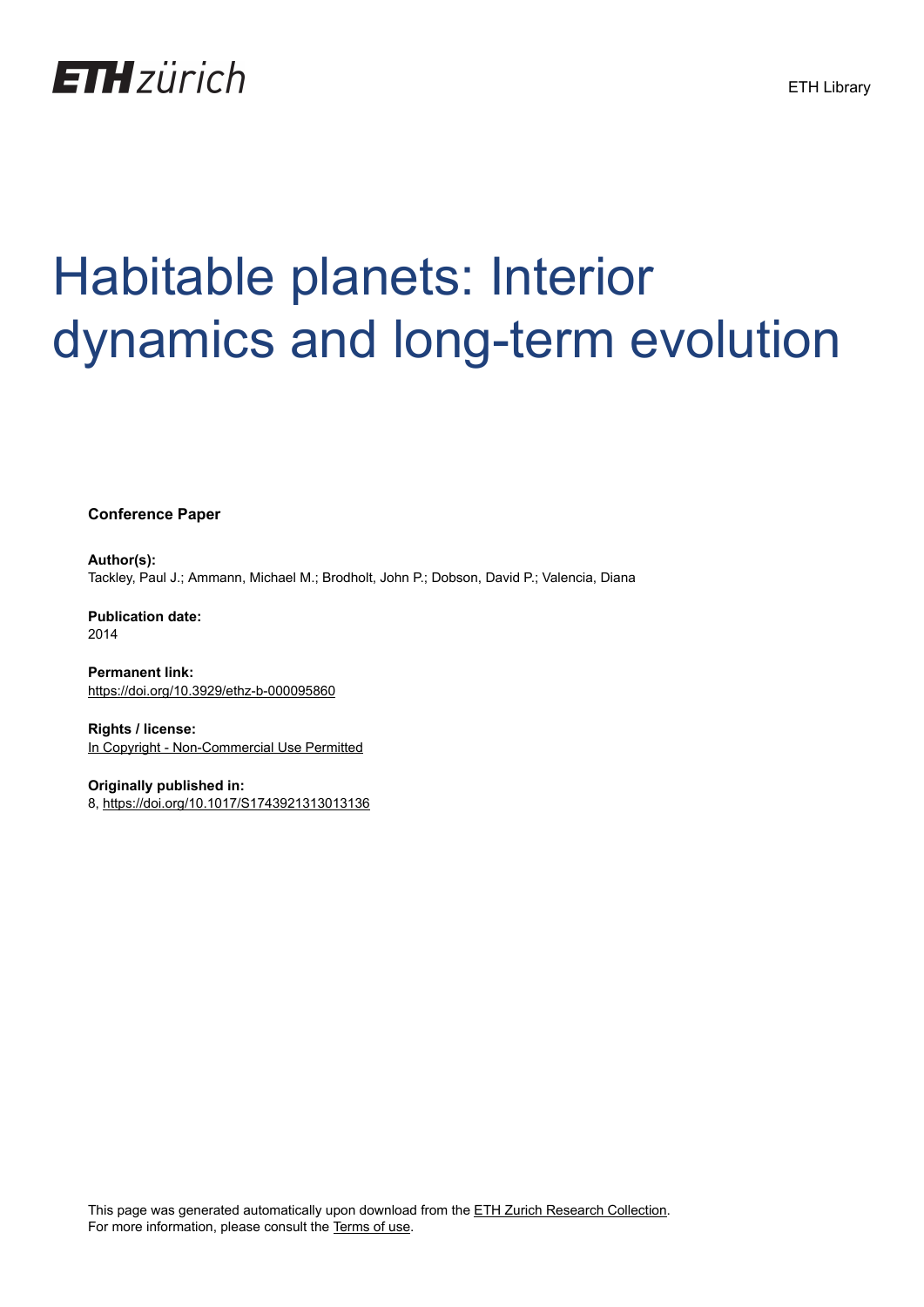ETH zürich

ETH Library

# Habitable planets: Interior dynamics and long-term evolution

**Conference Paper**

**Author(s):**
Tackley, Paul J.; Ammann, Michael M.; Brodholt, John P.; Dobson, David P.; Valencia, Diana

**Publication date:**
2014

**Permanent link:**
https://doi.org/10.3929/ethz-b-000095860

**Rights / license:**
In Copyright - Non-Commercial Use Permitted

**Originally published in:**
8, https://doi.org/10.1017/S1743921313013136

This page was generated automatically upon download from the ETH Zurich Research Collection.
For more information, please consult the Terms of use.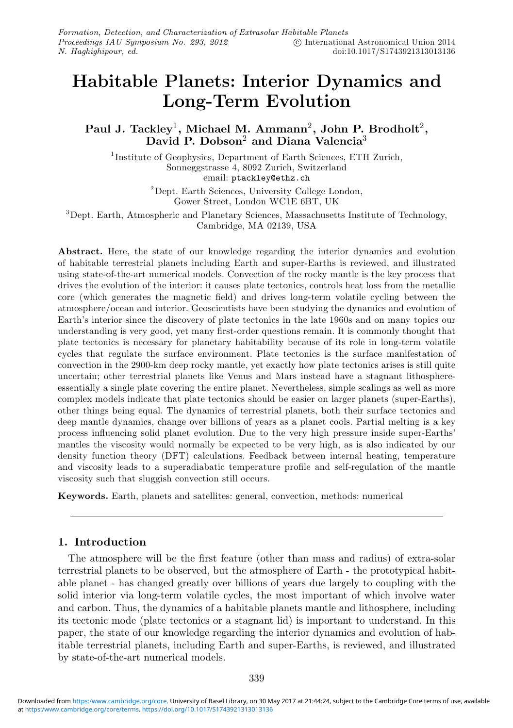# Habitable Planets: Interior Dynamics and Long-Term Evolution

**Paul J. Tackley[1], Michael M. Ammann[2], John P. Brodholt[2], David P. Dobson[2] and Diana Valencia[3]**

[1]Institute of Geophysics, Department of Earth Sciences, ETH Zurich, Sonneggstrasse 4, 8092 Zurich, Switzerland
email: `ptackley@ethz.ch`

[2]Dept. Earth Sciences, University College London, Gower Street, London WC1E 6BT, UK

[3]Dept. Earth, Atmospheric and Planetary Sciences, Massachusetts Institute of Technology, Cambridge, MA 02139, USA

**Abstract.** Here, the state of our knowledge regarding the interior dynamics and evolution of habitable terrestrial planets including Earth and super-Earths is reviewed, and illustrated using state-of-the-art numerical models. Convection of the rocky mantle is the key process that drives the evolution of the interior: it causes plate tectonics, controls heat loss from the metallic core (which generates the magnetic field) and drives long-term volatile cycling between the atmosphere/ocean and interior. Geoscientists have been studying the dynamics and evolution of Earth's interior since the discovery of plate tectonics in the late 1960s and on many topics our understanding is very good, yet many first-order questions remain. It is commonly thought that plate tectonics is necessary for planetary habitability because of its role in long-term volatile cycles that regulate the surface environment. Plate tectonics is the surface manifestation of convection in the 2900-km deep rocky mantle, yet exactly how plate tectonics arises is still quite uncertain; other terrestrial planets like Venus and Mars instead have a stagnant lithosphere-essentially a single plate covering the entire planet. Nevertheless, simple scalings as well as more complex models indicate that plate tectonics should be easier on larger planets (super-Earths), other things being equal. The dynamics of terrestrial planets, both their surface tectonics and deep mantle dynamics, change over billions of years as a planet cools. Partial melting is a key process influencing solid planet evolution. Due to the very high pressure inside super-Earths' mantles the viscosity would normally be expected to be very high, as is also indicated by our density function theory (DFT) calculations. Feedback between internal heating, temperature and viscosity leads to a superadiabatic temperature profile and self-regulation of the mantle viscosity such that sluggish convection still occurs.

**Keywords.** Earth, planets and satellites: general, convection, methods: numerical

## 1. Introduction

The atmosphere will be the first feature (other than mass and radius) of extra-solar terrestrial planets to be observed, but the atmosphere of Earth - the prototypical habitable planet - has changed greatly over billions of years due largely to coupling with the solid interior via long-term volatile cycles, the most important of which involve water and carbon. Thus, the dynamics of a habitable planets mantle and lithosphere, including its tectonic mode (plate tectonics or a stagnant lid) is important to understand. In this paper, the state of our knowledge regarding the interior dynamics and evolution of habitable terrestrial planets, including Earth and super-Earths, is reviewed, and illustrated by state-of-the-art numerical models.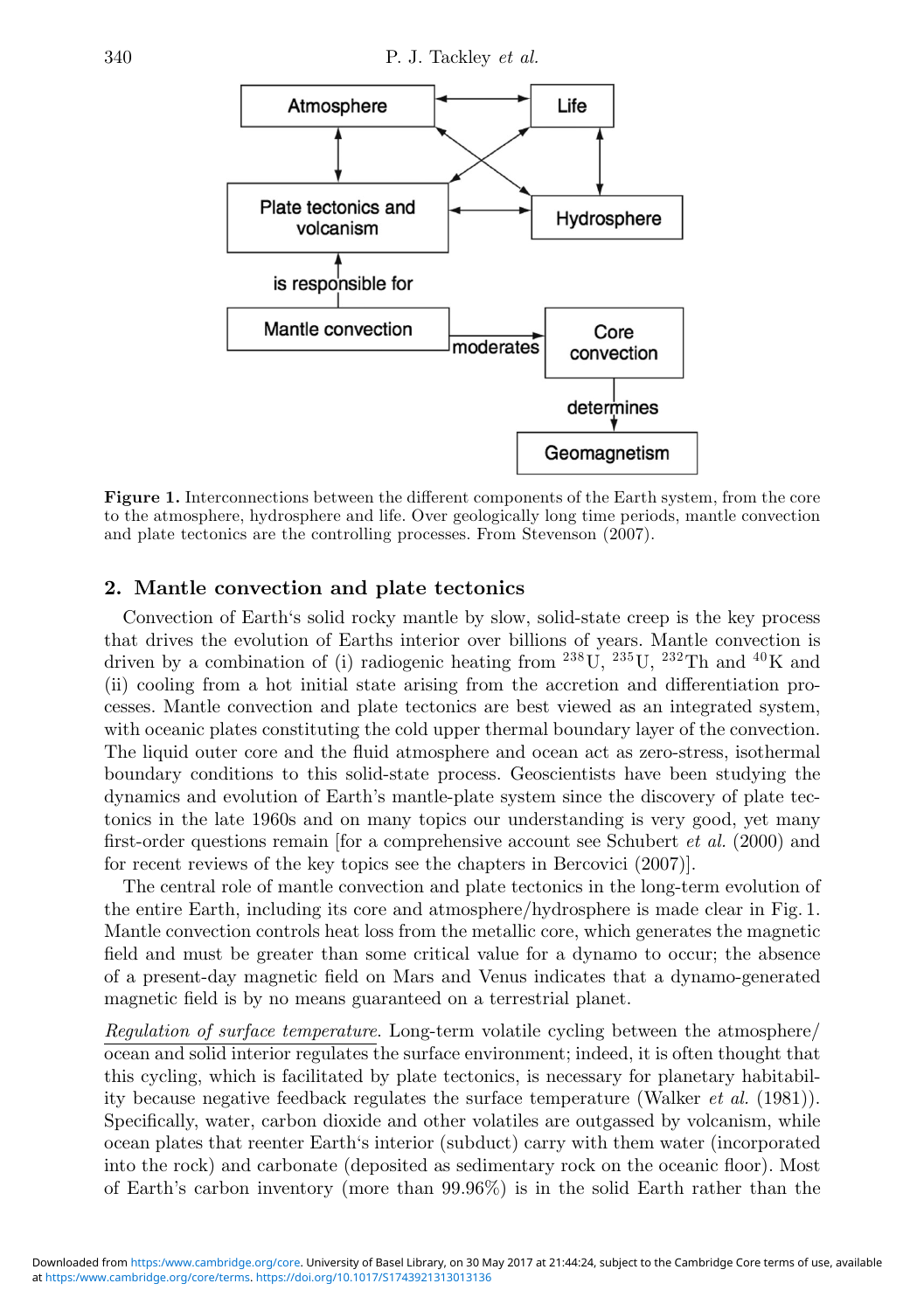Atmosphere

Life

Plate tectonics and volcanism

Hydrosphere

is responsible for

Mantle convection

moderates

Core convection

determines

Geomagnetism

**Figure 1.** Interconnections between the different components of the Earth system, from the core to the atmosphere, hydrosphere and life. Over geologically long time periods, mantle convection and plate tectonics are the controlling processes. From Stevenson (2007).

## 2. Mantle convection and plate tectonics

Convection of Earth's solid rocky mantle by slow, solid-state creep is the key process that drives the evolution of Earths interior over billions of years. Mantle convection is driven by a combination of (i) radiogenic heating from $^{238}$U, $^{235}$U, $^{232}$Th and $^{40}$K and (ii) cooling from a hot initial state arising from the accretion and differentiation processes. Mantle convection and plate tectonics are best viewed as an integrated system, with oceanic plates constituting the cold upper thermal boundary layer of the convection. The liquid outer core and the fluid atmosphere and ocean act as zero-stress, isothermal boundary conditions to this solid-state process. Geoscientists have been studying the dynamics and evolution of Earth's mantle-plate system since the discovery of plate tectonics in the late 1960s and on many topics our understanding is very good, yet many first-order questions remain [for a comprehensive account see Schubert *et al.* (2000) and for recent reviews of the key topics see the chapters in Bercovici (2007)].

The central role of mantle convection and plate tectonics in the long-term evolution of the entire Earth, including its core and atmosphere/hydrosphere is made clear in Fig. 1. Mantle convection controls heat loss from the metallic core, which generates the magnetic field and must be greater than some critical value for a dynamo to occur; the absence of a present-day magnetic field on Mars and Venus indicates that a dynamo-generated magnetic field is by no means guaranteed on a terrestrial planet.

*Regulation of surface temperature.* Long-term volatile cycling between the atmosphere/ocean and solid interior regulates the surface environment; indeed, it is often thought that this cycling, which is facilitated by plate tectonics, is necessary for planetary habitability because negative feedback regulates the surface temperature (Walker *et al.* (1981)). Specifically, water, carbon dioxide and other volatiles are outgassed by volcanism, while ocean plates that reenter Earth's interior (subduct) carry with them water (incorporated into the rock) and carbonate (deposited as sedimentary rock on the oceanic floor). Most of Earth's carbon inventory (more than 99.96%) is in the solid Earth rather than the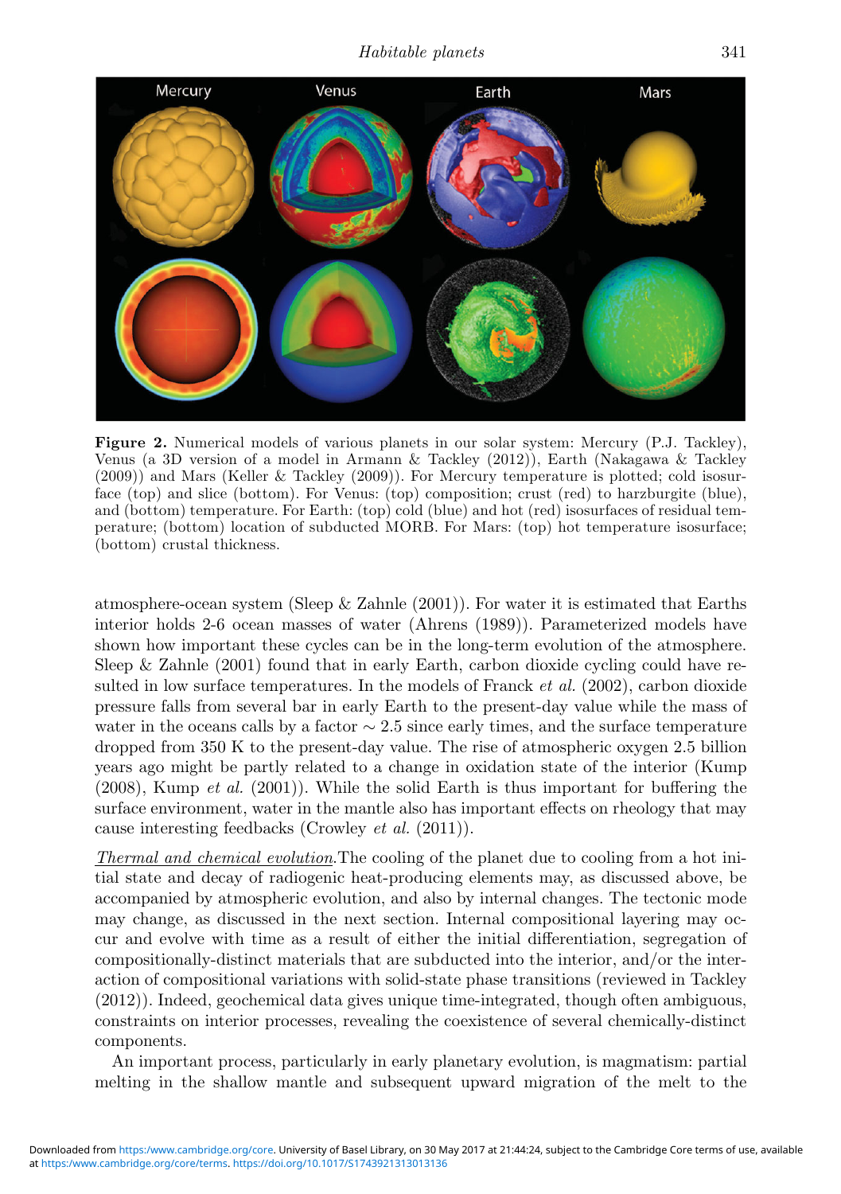**Figure 2.** Numerical models of various planets in our solar system: Mercury (P.J. Tackley), Venus (a 3D version of a model in Armann & Tackley (2012)), Earth (Nakagawa & Tackley (2009)) and Mars (Keller & Tackley (2009)). For Mercury temperature is plotted; cold isosurface (top) and slice (bottom). For Venus: (top) composition; crust (red) to harzburgite (blue), and (bottom) temperature. For Earth: (top) cold (blue) and hot (red) isosurfaces of residual temperature; (bottom) location of subducted MORB. For Mars: (top) hot temperature isosurface; (bottom) crustal thickness.

atmosphere-ocean system (Sleep & Zahnle (2001)). For water it is estimated that Earths interior holds 2-6 ocean masses of water (Ahrens (1989)). Parameterized models have shown how important these cycles can be in the long-term evolution of the atmosphere. Sleep & Zahnle (2001) found that in early Earth, carbon dioxide cycling could have resulted in low surface temperatures. In the models of Franck *et al.* (2002), carbon dioxide pressure falls from several bar in early Earth to the present-day value while the mass of water in the oceans calls by a factor $\sim 2.5$ since early times, and the surface temperature dropped from 350 K to the present-day value. The rise of atmospheric oxygen 2.5 billion years ago might be partly related to a change in oxidation state of the interior (Kump (2008), Kump *et al.* (2001)). While the solid Earth is thus important for buffering the surface environment, water in the mantle also has important effects on rheology that may cause interesting feedbacks (Crowley *et al.* (2011)).

*Thermal and chemical evolution*.The cooling of the planet due to cooling from a hot initial state and decay of radiogenic heat-producing elements may, as discussed above, be accompanied by atmospheric evolution, and also by internal changes. The tectonic mode may change, as discussed in the next section. Internal compositional layering may occur and evolve with time as a result of either the initial differentiation, segregation of compositionally-distinct materials that are subducted into the interior, and/or the interaction of compositional variations with solid-state phase transitions (reviewed in Tackley (2012)). Indeed, geochemical data gives unique time-integrated, though often ambiguous, constraints on interior processes, revealing the coexistence of several chemically-distinct components.

An important process, particularly in early planetary evolution, is magmatism: partial melting in the shallow mantle and subsequent upward migration of the melt to the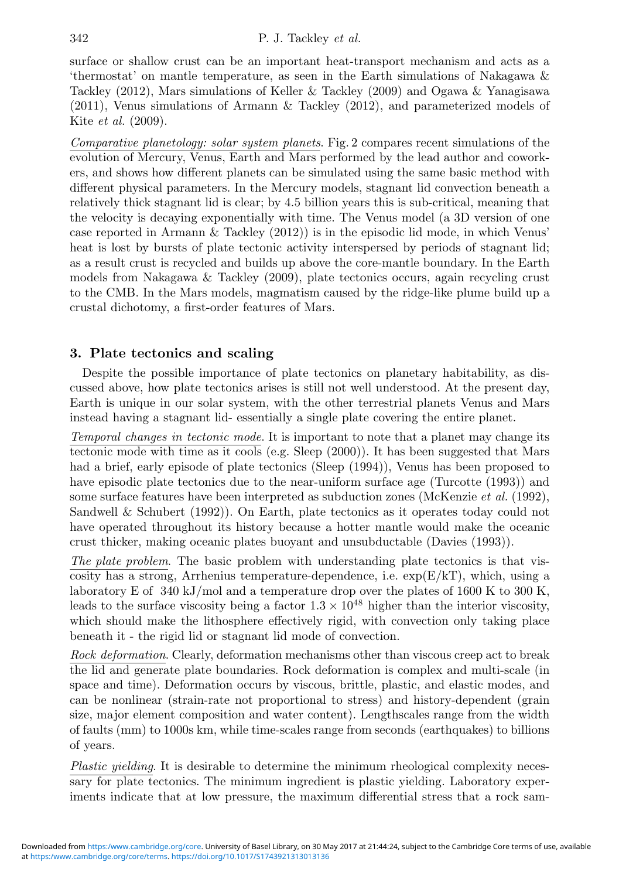surface or shallow crust can be an important heat-transport mechanism and acts as a 'thermostat' on mantle temperature, as seen in the Earth simulations of Nakagawa & Tackley (2012), Mars simulations of Keller & Tackley (2009) and Ogawa & Yanagisawa (2011), Venus simulations of Armann & Tackley (2012), and parameterized models of Kite *et al.* (2009).

*Comparative planetology: solar system planets*. Fig. 2 compares recent simulations of the evolution of Mercury, Venus, Earth and Mars performed by the lead author and coworkers, and shows how different planets can be simulated using the same basic method with different physical parameters. In the Mercury models, stagnant lid convection beneath a relatively thick stagnant lid is clear; by 4.5 billion years this is sub-critical, meaning that the velocity is decaying exponentially with time. The Venus model (a 3D version of one case reported in Armann & Tackley (2012)) is in the episodic lid mode, in which Venus' heat is lost by bursts of plate tectonic activity interspersed by periods of stagnant lid; as a result crust is recycled and builds up above the core-mantle boundary. In the Earth models from Nakagawa & Tackley (2009), plate tectonics occurs, again recycling crust to the CMB. In the Mars models, magmatism caused by the ridge-like plume build up a crustal dichotomy, a first-order features of Mars.

## 3. Plate tectonics and scaling

Despite the possible importance of plate tectonics on planetary habitability, as discussed above, how plate tectonics arises is still not well understood. At the present day, Earth is unique in our solar system, with the other terrestrial planets Venus and Mars instead having a stagnant lid- essentially a single plate covering the entire planet.

*Temporal changes in tectonic mode*. It is important to note that a planet may change its tectonic mode with time as it cools (e.g. Sleep (2000)). It has been suggested that Mars had a brief, early episode of plate tectonics (Sleep (1994)), Venus has been proposed to have episodic plate tectonics due to the near-uniform surface age (Turcotte (1993)) and some surface features have been interpreted as subduction zones (McKenzie *et al.* (1992), Sandwell & Schubert (1992)). On Earth, plate tectonics as it operates today could not have operated throughout its history because a hotter mantle would make the oceanic crust thicker, making oceanic plates buoyant and unsubductable (Davies (1993)).

*The plate problem*. The basic problem with understanding plate tectonics is that viscosity has a strong, Arrhenius temperature-dependence, i.e. $\exp(E/kT)$, which, using a laboratory E of 340 kJ/mol and a temperature drop over the plates of 1600 K to 300 K, leads to the surface viscosity being a factor $1.3 \times 10^{48}$ higher than the interior viscosity, which should make the lithosphere effectively rigid, with convection only taking place beneath it - the rigid lid or stagnant lid mode of convection.

*Rock deformation*. Clearly, deformation mechanisms other than viscous creep act to break the lid and generate plate boundaries. Rock deformation is complex and multi-scale (in space and time). Deformation occurs by viscous, brittle, plastic, and elastic modes, and can be nonlinear (strain-rate not proportional to stress) and history-dependent (grain size, major element composition and water content). Lengthscales range from the width of faults (mm) to 1000s km, while time-scales range from seconds (earthquakes) to billions of years.

*Plastic yielding*. It is desirable to determine the minimum rheological complexity necessary for plate tectonics. The minimum ingredient is plastic yielding. Laboratory experiments indicate that at low pressure, the maximum differential stress that a rock sam-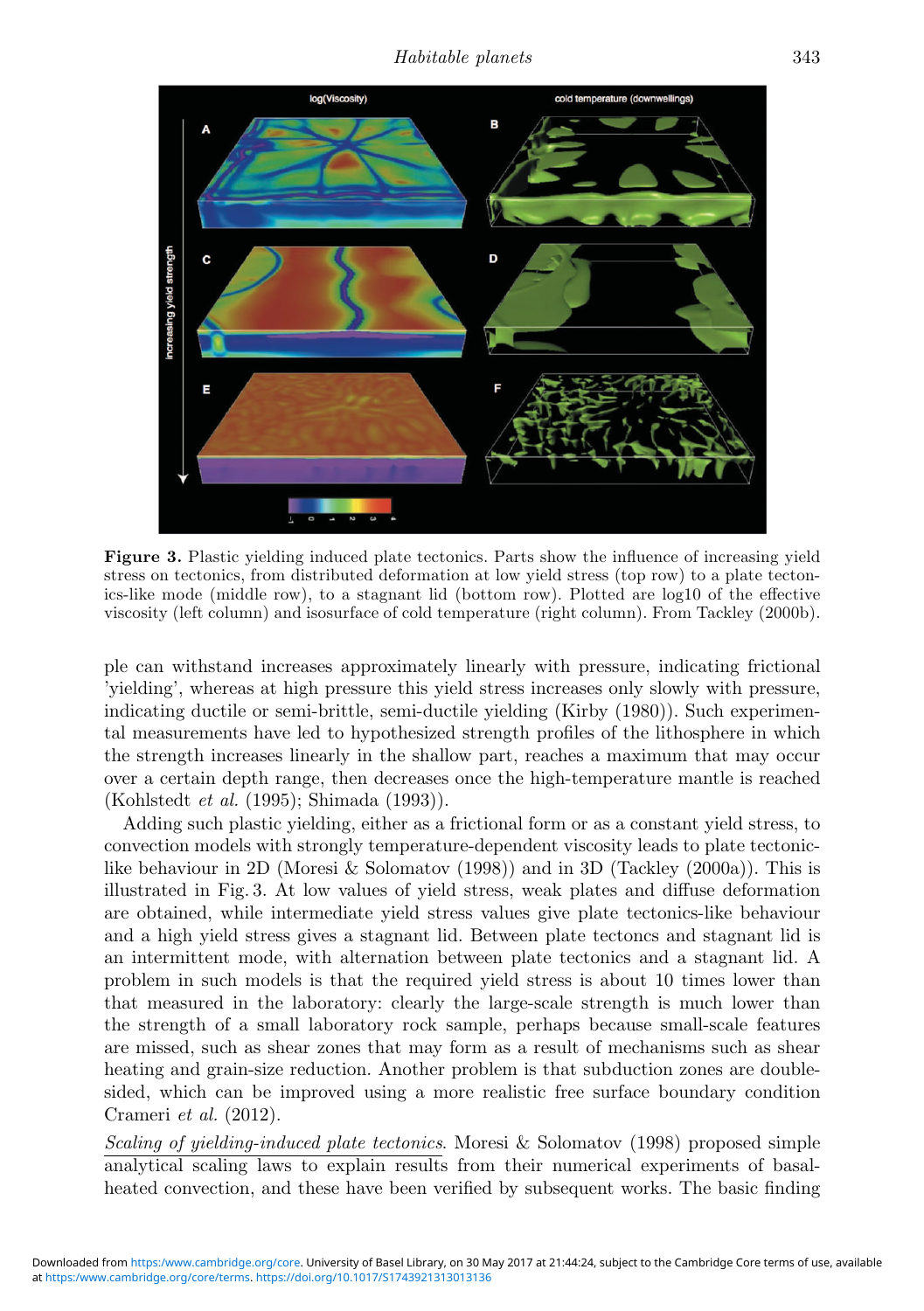**Figure 3.** Plastic yielding induced plate tectonics. Parts show the influence of increasing yield stress on tectonics, from distributed deformation at low yield stress (top row) to a plate tectonics-like mode (middle row), to a stagnant lid (bottom row). Plotted are log10 of the effective viscosity (left column) and isosurface of cold temperature (right column). From Tackley (2000b).

ple can withstand increases approximately linearly with pressure, indicating frictional 'yielding', whereas at high pressure this yield stress increases only slowly with pressure, indicating ductile or semi-brittle, semi-ductile yielding (Kirby (1980)). Such experimental measurements have led to hypothesized strength profiles of the lithosphere in which the strength increases linearly in the shallow part, reaches a maximum that may occur over a certain depth range, then decreases once the high-temperature mantle is reached (Kohlstedt *et al.* (1995); Shimada (1993)).

Adding such plastic yielding, either as a frictional form or as a constant yield stress, to convection models with strongly temperature-dependent viscosity leads to plate tectonic-like behaviour in 2D (Moresi & Solomatov (1998)) and in 3D (Tackley (2000a)). This is illustrated in Fig. 3. At low values of yield stress, weak plates and diffuse deformation are obtained, while intermediate yield stress values give plate tectonics-like behaviour and a high yield stress gives a stagnant lid. Between plate tectoncs and stagnant lid is an intermittent mode, with alternation between plate tectonics and a stagnant lid. A problem in such models is that the required yield stress is about 10 times lower than that measured in the laboratory: clearly the large-scale strength is much lower than the strength of a small laboratory rock sample, perhaps because small-scale features are missed, such as shear zones that may form as a result of mechanisms such as shear heating and grain-size reduction. Another problem is that subduction zones are double-sided, which can be improved using a more realistic free surface boundary condition Crameri *et al.* (2012).

*Scaling of yielding-induced plate tectonics*. Moresi & Solomatov (1998) proposed simple analytical scaling laws to explain results from their numerical experiments of basal-heated convection, and these have been verified by subsequent works. The basic finding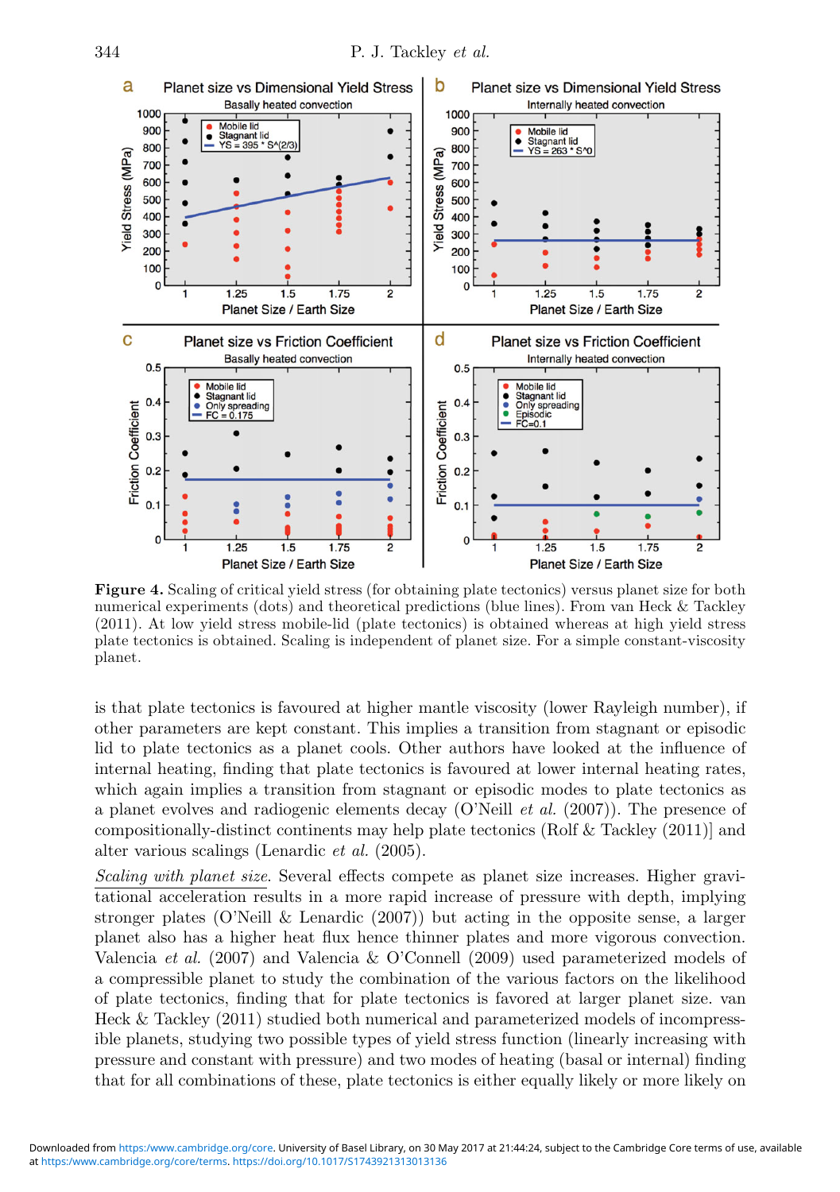**Figure 4.** Scaling of critical yield stress (for obtaining plate tectonics) versus planet size for both numerical experiments (dots) and theoretical predictions (blue lines). From van Heck & Tackley (2011). At low yield stress mobile-lid (plate tectonics) is obtained whereas at high yield stress plate tectonics is obtained. Scaling is independent of planet size. For a simple constant-viscosity planet.

is that plate tectonics is favoured at higher mantle viscosity (lower Rayleigh number), if other parameters are kept constant. This implies a transition from stagnant or episodic lid to plate tectonics as a planet cools. Other authors have looked at the influence of internal heating, finding that plate tectonics is favoured at lower internal heating rates, which again implies a transition from stagnant or episodic modes to plate tectonics as a planet evolves and radiogenic elements decay (O'Neill *et al.* (2007)). The presence of compositionally-distinct continents may help plate tectonics (Rolf & Tackley (2011)] and alter various scalings (Lenardic *et al.* (2005).

*Scaling with planet size.* Several effects compete as planet size increases. Higher gravitational acceleration results in a more rapid increase of pressure with depth, implying stronger plates (O'Neill & Lenardic (2007)) but acting in the opposite sense, a larger planet also has a higher heat flux hence thinner plates and more vigorous convection. Valencia *et al.* (2007) and Valencia & O'Connell (2009) used parameterized models of a compressible planet to study the combination of the various factors on the likelihood of plate tectonics, finding that for plate tectonics is favored at larger planet size. van Heck & Tackley (2011) studied both numerical and parameterized models of incompressible planets, studying two possible types of yield stress function (linearly increasing with pressure and constant with pressure) and two modes of heating (basal or internal) finding that for all combinations of these, plate tectonics is either equally likely or more likely on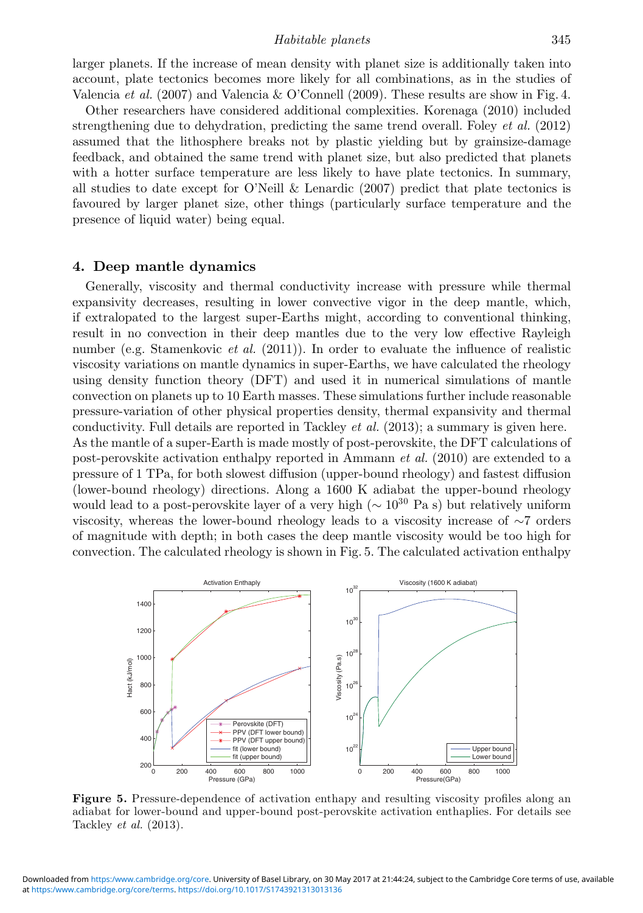larger planets. If the increase of mean density with planet size is additionally taken into account, plate tectonics becomes more likely for all combinations, as in the studies of Valencia *et al.* (2007) and Valencia & O'Connell (2009). These results are show in Fig. 4.

Other researchers have considered additional complexities. Korenaga (2010) included strengthening due to dehydration, predicting the same trend overall. Foley *et al.* (2012) assumed that the lithosphere breaks not by plastic yielding but by grainsize-damage feedback, and obtained the same trend with planet size, but also predicted that planets with a hotter surface temperature are less likely to have plate tectonics. In summary, all studies to date except for O'Neill & Lenardic (2007) predict that plate tectonics is favoured by larger planet size, other things (particularly surface temperature and the presence of liquid water) being equal.

## 4. Deep mantle dynamics

Generally, viscosity and thermal conductivity increase with pressure while thermal expansivity decreases, resulting in lower convective vigor in the deep mantle, which, if extralopated to the largest super-Earths might, according to conventional thinking, result in no convection in their deep mantles due to the very low effective Rayleigh number (e.g. Stamenkovic *et al.* (2011)). In order to evaluate the influence of realistic viscosity variations on mantle dynamics in super-Earths, we have calculated the rheology using density function theory (DFT) and used it in numerical simulations of mantle convection on planets up to 10 Earth masses. These simulations further include reasonable pressure-variation of other physical properties density, thermal expansivity and thermal conductivity. Full details are reported in Tackley *et al.* (2013); a summary is given here. As the mantle of a super-Earth is made mostly of post-perovskite, the DFT calculations of post-perovskite activation enthalpy reported in Ammann *et al.* (2010) are extended to a pressure of 1 TPa, for both slowest diffusion (upper-bound rheology) and fastest diffusion (lower-bound rheology) directions. Along a 1600 K adiabat the upper-bound rheology would lead to a post-perovskite layer of a very high ($\sim 10^{30}$ Pa s) but relatively uniform viscosity, whereas the lower-bound rheology leads to a viscosity increase of $\sim$7 orders of magnitude with depth; in both cases the deep mantle viscosity would be too high for convection. The calculated rheology is shown in Fig. 5. The calculated activation enthalpy

**Figure 5.** Pressure-dependence of activation enthapy and resulting viscosity profiles along an adiabat for lower-bound and upper-bound post-perovskite activation enthaplies. For details see Tackley *et al.* (2013).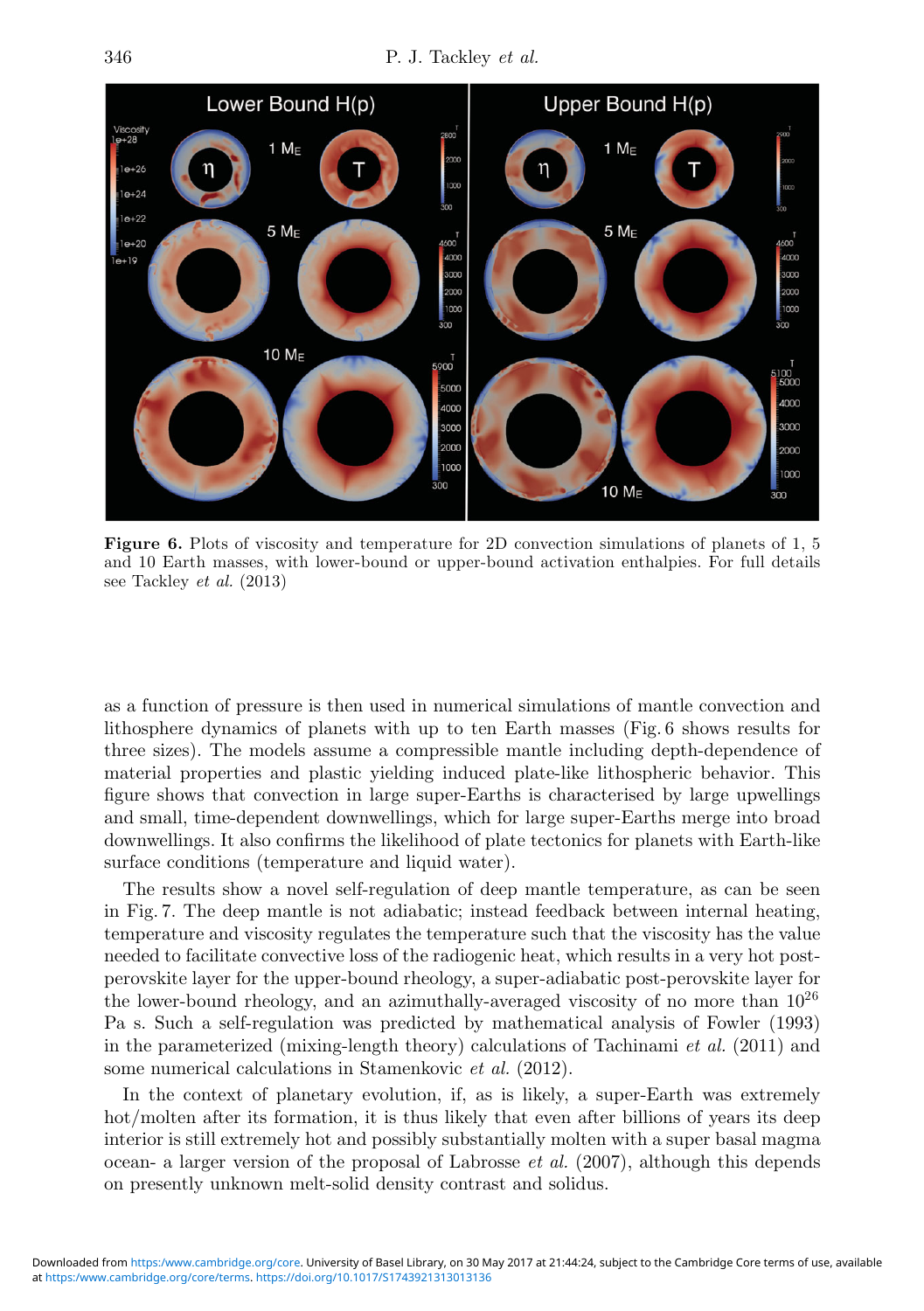**Figure 6.** Plots of viscosity and temperature for 2D convection simulations of planets of 1, 5 and 10 Earth masses, with lower-bound or upper-bound activation enthalpies. For full details see Tackley *et al.* (2013)

as a function of pressure is then used in numerical simulations of mantle convection and lithosphere dynamics of planets with up to ten Earth masses (Fig. 6 shows results for three sizes). The models assume a compressible mantle including depth-dependence of material properties and plastic yielding induced plate-like lithospheric behavior. This figure shows that convection in large super-Earths is characterised by large upwellings and small, time-dependent downwellings, which for large super-Earths merge into broad downwellings. It also confirms the likelihood of plate tectonics for planets with Earth-like surface conditions (temperature and liquid water).

The results show a novel self-regulation of deep mantle temperature, as can be seen in Fig. 7. The deep mantle is not adiabatic; instead feedback between internal heating, temperature and viscosity regulates the temperature such that the viscosity has the value needed to facilitate convective loss of the radiogenic heat, which results in a very hot post-perovskite layer for the upper-bound rheology, a super-adiabatic post-perovskite layer for the lower-bound rheology, and an azimuthally-averaged viscosity of no more than $10^{26}$ Pa s. Such a self-regulation was predicted by mathematical analysis of Fowler (1993) in the parameterized (mixing-length theory) calculations of Tachinami *et al.* (2011) and some numerical calculations in Stamenkovic *et al.* (2012).

In the context of planetary evolution, if, as is likely, a super-Earth was extremely hot/molten after its formation, it is thus likely that even after billions of years its deep interior is still extremely hot and possibly substantially molten with a super basal magma ocean- a larger version of the proposal of Labrosse *et al.* (2007), although this depends on presently unknown melt-solid density contrast and solidus.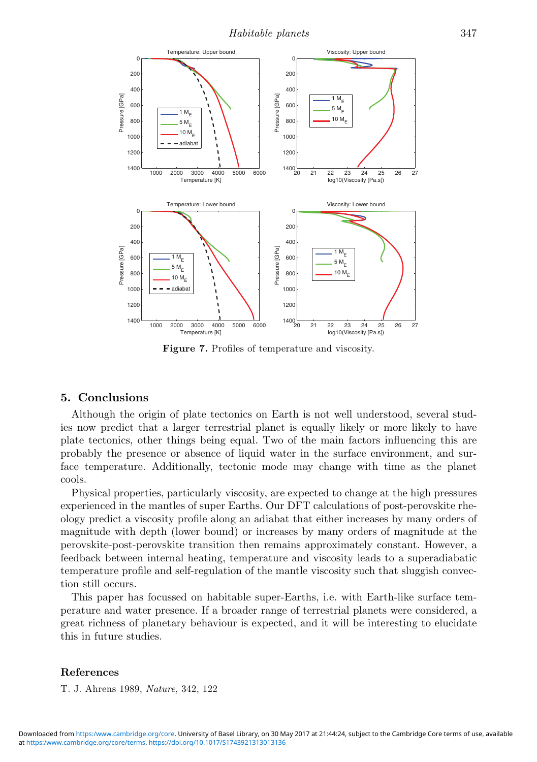Figure 7. Profiles of temperature and viscosity.

## 5. Conclusions

Although the origin of plate tectonics on Earth is not well understood, several studies now predict that a larger terrestrial planet is equally likely or more likely to have plate tectonics, other things being equal. Two of the main factors influencing this are probably the presence or absence of liquid water in the surface environment, and surface temperature. Additionally, tectonic mode may change with time as the planet cools.

Physical properties, particularly viscosity, are expected to change at the high pressures experienced in the mantles of super Earths. Our DFT calculations of post-perovskite rheology predict a viscosity profile along an adiabat that either increases by many orders of magnitude with depth (lower bound) or increases by many orders of magnitude at the perovskite-post-perovskite transition then remains approximately constant. However, a feedback between internal heating, temperature and viscosity leads to a superadiabatic temperature profile and self-regulation of the mantle viscosity such that sluggish convection still occurs.

This paper has focussed on habitable super-Earths, i.e. with Earth-like surface temperature and water presence. If a broader range of terrestrial planets were considered, a great richness of planetary behaviour is expected, and it will be interesting to elucidate this in future studies.

## References

T. J. Ahrens 1989, *Nature*, 342, 122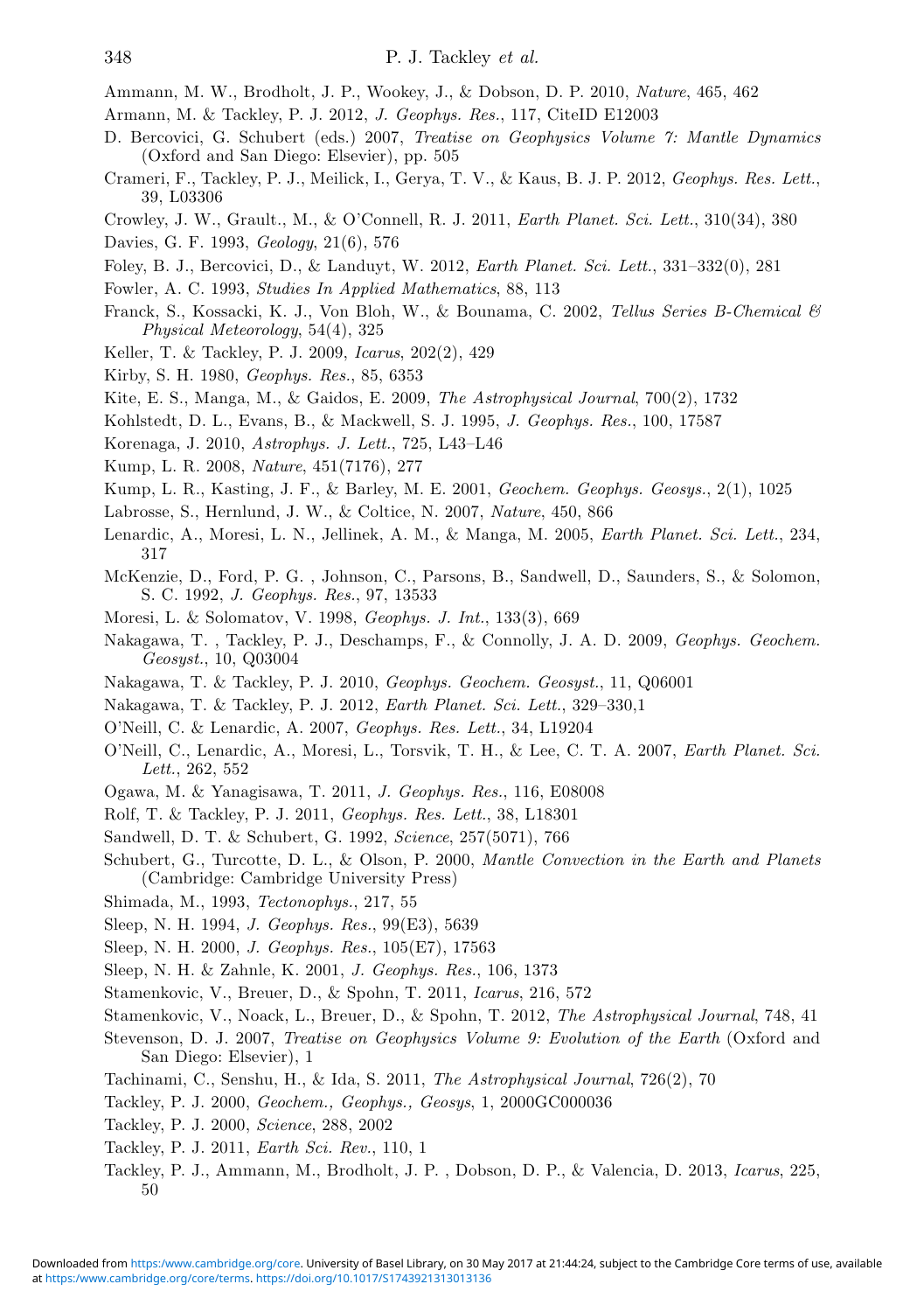Ammann, M. W., Brodholt, J. P., Wookey, J., & Dobson, D. P. 2010, *Nature*, 465, 462

Armann, M. & Tackley, P. J. 2012, *J. Geophys. Res.*, 117, CiteID E12003

D. Bercovici, G. Schubert (eds.) 2007, *Treatise on Geophysics Volume 7: Mantle Dynamics* (Oxford and San Diego: Elsevier), pp. 505

Crameri, F., Tackley, P. J., Meilick, I., Gerya, T. V., & Kaus, B. J. P. 2012, *Geophys. Res. Lett.*, 39, L03306

Crowley, J. W., Grault., M., & O'Connell, R. J. 2011, *Earth Planet. Sci. Lett.*, 310(34), 380

Davies, G. F. 1993, *Geology*, 21(6), 576

Foley, B. J., Bercovici, D., & Landuyt, W. 2012, *Earth Planet. Sci. Lett.*, 331–332(0), 281

Fowler, A. C. 1993, *Studies In Applied Mathematics*, 88, 113

Franck, S., Kossacki, K. J., Von Bloh, W., & Bounama, C. 2002, *Tellus Series B-Chemical & Physical Meteorology*, 54(4), 325

Keller, T. & Tackley, P. J. 2009, *Icarus*, 202(2), 429

Kirby, S. H. 1980, *Geophys. Res.*, 85, 6353

Kite, E. S., Manga, M., & Gaidos, E. 2009, *The Astrophysical Journal*, 700(2), 1732

Kohlstedt, D. L., Evans, B., & Mackwell, S. J. 1995, *J. Geophys. Res.*, 100, 17587

Korenaga, J. 2010, *Astrophys. J. Lett.*, 725, L43–L46

Kump, L. R. 2008, *Nature*, 451(7176), 277

Kump, L. R., Kasting, J. F., & Barley, M. E. 2001, *Geochem. Geophys. Geosys.*, 2(1), 1025

Labrosse, S., Hernlund, J. W., & Coltice, N. 2007, *Nature*, 450, 866

Lenardic, A., Moresi, L. N., Jellinek, A. M., & Manga, M. 2005, *Earth Planet. Sci. Lett.*, 234, 317

McKenzie, D., Ford, P. G. , Johnson, C., Parsons, B., Sandwell, D., Saunders, S., & Solomon, S. C. 1992, *J. Geophys. Res.*, 97, 13533

Moresi, L. & Solomatov, V. 1998, *Geophys. J. Int.*, 133(3), 669

Nakagawa, T. , Tackley, P. J., Deschamps, F., & Connolly, J. A. D. 2009, *Geophys. Geochem. Geosyst.*, 10, Q03004

Nakagawa, T. & Tackley, P. J. 2010, *Geophys. Geochem. Geosyst.*, 11, Q06001

Nakagawa, T. & Tackley, P. J. 2012, *Earth Planet. Sci. Lett.*, 329–330,1

O'Neill, C. & Lenardic, A. 2007, *Geophys. Res. Lett.*, 34, L19204

O'Neill, C., Lenardic, A., Moresi, L., Torsvik, T. H., & Lee, C. T. A. 2007, *Earth Planet. Sci. Lett.*, 262, 552

Ogawa, M. & Yanagisawa, T. 2011, *J. Geophys. Res.*, 116, E08008

Rolf, T. & Tackley, P. J. 2011, *Geophys. Res. Lett.*, 38, L18301

Sandwell, D. T. & Schubert, G. 1992, *Science*, 257(5071), 766

Schubert, G., Turcotte, D. L., & Olson, P. 2000, *Mantle Convection in the Earth and Planets* (Cambridge: Cambridge University Press)

Shimada, M., 1993, *Tectonophys.*, 217, 55

Sleep, N. H. 1994, *J. Geophys. Res.*, 99(E3), 5639

Sleep, N. H. 2000, *J. Geophys. Res.*, 105(E7), 17563

Sleep, N. H. & Zahnle, K. 2001, *J. Geophys. Res.*, 106, 1373

Stamenkovic, V., Breuer, D., & Spohn, T. 2011, *Icarus*, 216, 572

Stamenkovic, V., Noack, L., Breuer, D., & Spohn, T. 2012, *The Astrophysical Journal*, 748, 41

Stevenson, D. J. 2007, *Treatise on Geophysics Volume 9: Evolution of the Earth* (Oxford and San Diego: Elsevier), 1

Tachinami, C., Senshu, H., & Ida, S. 2011, *The Astrophysical Journal*, 726(2), 70

Tackley, P. J. 2000, *Geochem., Geophys., Geosys*, 1, 2000GC000036

Tackley, P. J. 2000, *Science*, 288, 2002

Tackley, P. J. 2011, *Earth Sci. Rev.*, 110, 1

Tackley, P. J., Ammann, M., Brodholt, J. P. , Dobson, D. P., & Valencia, D. 2013, *Icarus*, 225, 50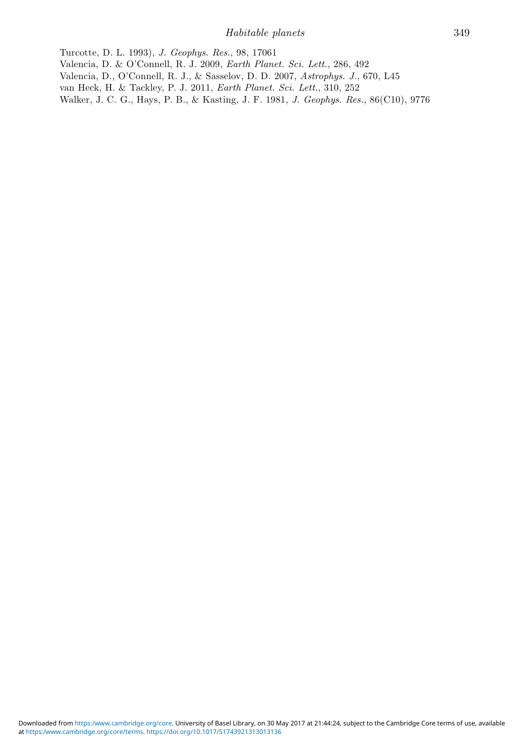Turcotte, D. L. 1993), *J. Geophys. Res.*, 98, 17061

Valencia, D. & O'Connell, R. J. 2009, *Earth Planet. Sci. Lett.*, 286, 492

Valencia, D., O'Connell, R. J., & Sasselov, D. D. 2007, *Astrophys. J.*, 670, L45

van Heck, H. & Tackley, P. J. 2011, *Earth Planet. Sci. Lett.*, 310, 252

Walker, J. C. G., Hays, P. B., & Kasting, J. F. 1981, *J. Geophys. Res.*, 86(C10), 9776